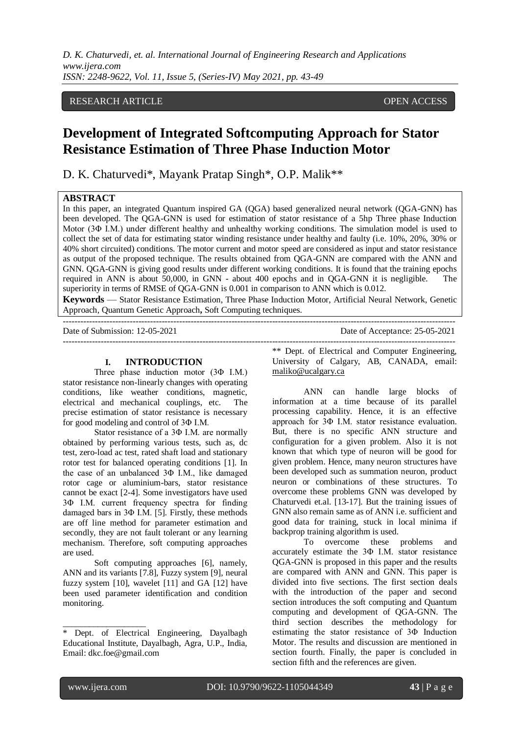RESEARCH ARTICLE OPEN ACCESS

# Development of Integrated Softcomputing Approach for Stator Resistance Estimation of Three Phase Induction Motor

D. K. Chaturvedi*, Mayank Pratap Singh*, O.P. Malik**

**ABSTRACT**

In this paper, an integrated Quantum inspired GA (QGA) based generalized neural network (QGA-GNN) has been developed. The QGA-GNN is used for estimation of stator resistance of a 5hp Three phase Induction Motor (3Φ I.M.) under different healthy and unhealthy working conditions. The simulation model is used to collect the set of data for estimating stator winding resistance under healthy and faulty (i.e. 10%, 20%, 30% or 40% short circuited) conditions. The motor current and motor speed are considered as input and stator resistance as output of the proposed technique. The results obtained from QGA-GNN are compared with the ANN and GNN. QGA-GNN is giving good results under different working conditions. It is found that the training epochs required in ANN is about 50,000, in GNN - about 400 epochs and in QGA-GNN it is negligible. The superiority in terms of RMSE of QGA-GNN is 0.001 in comparison to ANN which is 0.012.

**Keywords** — Stator Resistance Estimation, Three Phase Induction Motor, Artificial Neural Network, Genetic Approach, Quantum Genetic Approach**,** Soft Computing techniques.

Date of Submission: 12-05-2021 Date of Acceptance: 25-05-2021

## I. INTRODUCTION

Three phase induction motor (3Φ I.M.) stator resistance non-linearly changes with operating conditions, like weather conditions, magnetic, electrical and mechanical couplings, etc. The precise estimation of stator resistance is necessary for good modeling and control of 3Φ I.M.

Stator resistance of a 3Φ I.M. are normally obtained by performing various tests, such as, dc test, zero-load ac test, rated shaft load and stationary rotor test for balanced operating conditions [1]. In the case of an unbalanced 3Φ I.M., like damaged rotor cage or aluminium-bars, stator resistance cannot be exact [2-4]. Some investigators have used 3Φ I.M. current frequency spectra for finding damaged bars in 3Φ I.M. [5]. Firstly, these methods are off line method for parameter estimation and secondly, they are not fault tolerant or any learning mechanism. Therefore, soft computing approaches are used.

Soft computing approaches [6], namely, ANN and its variants [7,8], Fuzzy system [9], neural fuzzy system [10], wavelet [11] and GA [12] have been used parameter identification and condition monitoring.

\* Dept. of Electrical Engineering, Dayalbagh Educational Institute, Dayalbagh, Agra, U.P., India, Email: dkc.foe@gmail.com

\*\* Dept. of Electrical and Computer Engineering, University of Calgary, AB, CANADA, email: maliko@ucalgary.ca

ANN can handle large blocks of information at a time because of its parallel processing capability. Hence, it is an effective approach for 3Φ I.M. stator resistance evaluation. But, there is no specific ANN structure and configuration for a given problem. Also it is not known that which type of neuron will be good for given problem. Hence, many neuron structures have been developed such as summation neuron, product neuron or combinations of these structures. To overcome these problems GNN was developed by Chaturvedi et.al. [13-17]. But the training issues of GNN also remain same as of ANN i.e. sufficient and good data for training, stuck in local minima if backprop training algorithm is used.

To overcome these problems and accurately estimate the 3Φ I.M. stator resistance QGA-GNN is proposed in this paper and the results are compared with ANN and GNN. This paper is divided into five sections. The first section deals with the introduction of the paper and second section introduces the soft computing and Quantum computing and development of QGA-GNN. The third section describes the methodology for estimating the stator resistance of 3Φ Induction Motor. The results and discussion are mentioned in section fourth. Finally, the paper is concluded in section fifth and the references are given.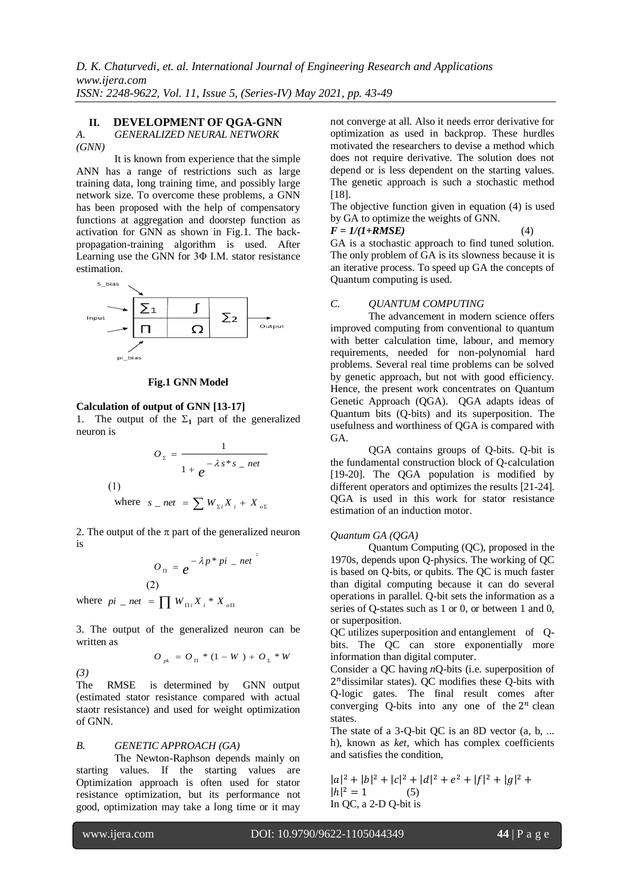## II. DEVELOPMENT OF QGA-GNN

### *A. GENERALIZED NEURAL NETWORK (GNN)*

It is known from experience that the simple ANN has a range of restrictions such as large training data, long training time, and possibly large network size. To overcome these problems, a GNN has been proposed with the help of compensatory functions at aggregation and doorstep function as activation for GNN as shown in Fig.1. The back-propagation-training algorithm is used. After Learning use the GNN for 3Φ I.M. stator resistance estimation.

**Fig.1 GNN Model**

**Calculation of output of GNN [13-17]**

1. The output of the $\Sigma_1$ part of the generalized neuron is

$$O_{\Sigma} = \frac{1}{1 + e^{-\lambda s * s\_net}} \quad (1)$$

where $s\_net = \sum W_{\Sigma i} X_i + X_{o\Sigma}$

2. The output of the $\pi$ part of the generalized neuron is

$$O_{\Pi} = e^{-\lambda p * pi\_net^2} \quad (2)$$

where $pi\_net = \prod W_{\Pi i} X_i * X_{o\Pi}$

3. The output of the generalized neuron can be written as

$$O_{pk} = O_{\Pi} * (1 - W) + O_{\Sigma} * W \quad (3)$$

The RMSE is determined by GNN output (estimated stator resistance compared with actual staotr resistance) and used for weight optimization of GNN.

### *B. GENETIC APPROACH (GA)*

The Newton-Raphson depends mainly on starting values. If the starting values are Optimization approach is often used for stator resistance optimization, but its performance not good, optimization may take a long time or it may not converge at all. Also it needs error derivative for optimization as used in backprop. These hurdles motivated the researchers to devise a method which does not require derivative. The solution does not depend or is less dependent on the starting values. The genetic approach is such a stochastic method [18].

The objective function given in equation (4) is used by GA to optimize the weights of GNN.

$$F = 1/(1+RMSE) \quad (4)$$

GA is a stochastic approach to find tuned solution. The only problem of GA is its slowness because it is an iterative process. To speed up GA the concepts of Quantum computing is used.

### *C. QUANTUM COMPUTING*

The advancement in modern science offers improved computing from conventional to quantum with better calculation time, labour, and memory requirements, needed for non-polynomial hard problems. Several real time problems can be solved by genetic approach, but not with good efficiency. Hence, the present work concentrates on Quantum Genetic Approach (QGA). QGA adapts ideas of Quantum bits (Q-bits) and its superposition. The usefulness and worthiness of QGA is compared with GA.

QGA contains groups of Q-bits. Q-bit is the fundamental construction block of Q-calculation [19-20]. The QGA population is modified by different operators and optimizes the results [21-24]. QGA is used in this work for stator resistance estimation of an induction motor.

*Quantum GA (QGA)*

Quantum Computing (QC), proposed in the 1970s, depends upon Q-physics. The working of QC is based on Q-bits, or qubits. The QC is much faster than digital computing because it can do several operations in parallel. Q-bit sets the information as a series of Q-states such as 1 or 0, or between 1 and 0, or superposition.

QC utilizes superposition and entanglement of Q-bits. The QC can store exponentially more information than digital computer.

Consider a QC having *n*Q-bits (i.e. superposition of $2^n$dissimilar states). QC modifies these Q-bits with Q-logic gates. The final result comes after converging Q-bits into any one of the $2^n$ clean states.

The state of a 3-Q-bit QC is an 8D vector (a, b, ... h), known as *ket*, which has complex coefficients and satisfies the condition,

$$|a|^2 + |b|^2 + |c|^2 + |d|^2 + e^2 + |f|^2 + |g|^2 + |h|^2 = 1 \quad (5)$$

In QC, a 2-D Q-bit is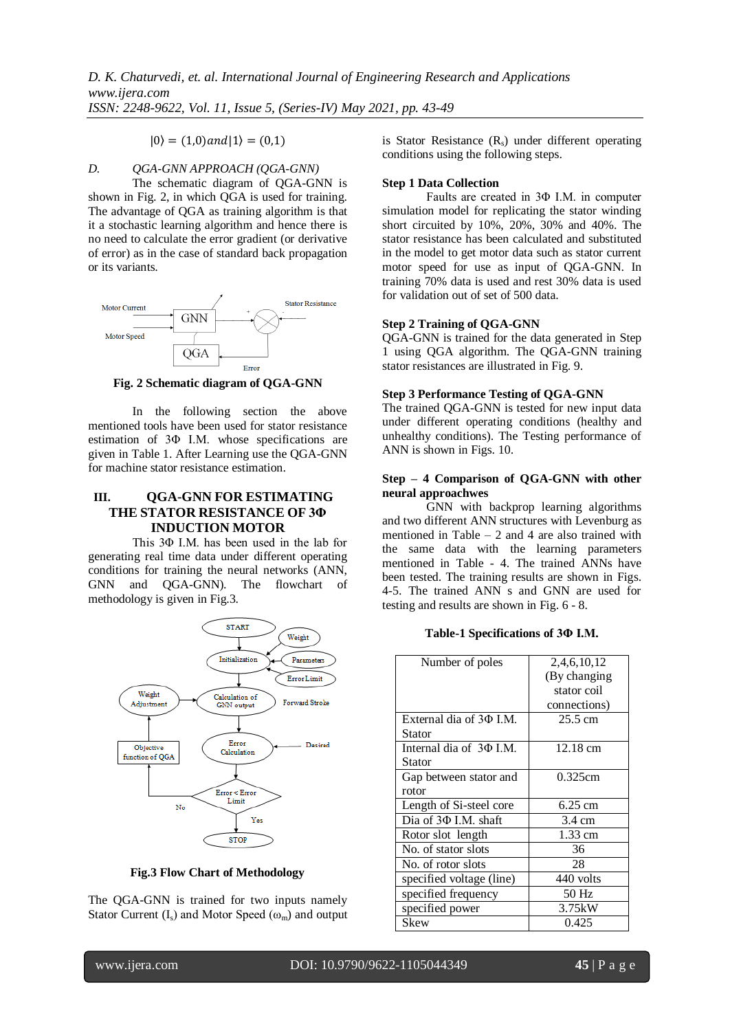$$|0\rangle = (1,0) \, and \, |1\rangle = (0,1)$$

*D. QGA-GNN APPROACH (QGA-GNN)*

The schematic diagram of QGA-GNN is shown in Fig. 2, in which QGA is used for training. The advantage of QGA as training algorithm is that it a stochastic learning algorithm and hence there is no need to calculate the error gradient (or derivative of error) as in the case of standard back propagation or its variants.

**Fig. 2 Schematic diagram of QGA-GNN**

In the following section the above mentioned tools have been used for stator resistance estimation of 3Φ I.M. whose specifications are given in Table 1. After Learning use the QGA-GNN for machine stator resistance estimation.

## III. QGA-GNN FOR ESTIMATING THE STATOR RESISTANCE OF 3Φ INDUCTION MOTOR

This 3Φ I.M. has been used in the lab for generating real time data under different operating conditions for training the neural networks (ANN, GNN and QGA-GNN). The flowchart of methodology is given in Fig.3.

**Fig.3 Flow Chart of Methodology**

The QGA-GNN is trained for two inputs namely Stator Current ($I_s$) and Motor Speed ($\omega_m$) and output is Stator Resistance ($R_s$) under different operating conditions using the following steps.

**Step 1 Data Collection**

Faults are created in 3Φ I.M. in computer simulation model for replicating the stator winding short circuited by 10%, 20%, 30% and 40%. The stator resistance has been calculated and substituted in the model to get motor data such as stator current motor speed for use as input of QGA-GNN. In training 70% data is used and rest 30% data is used for validation out of set of 500 data.

**Step 2 Training of QGA-GNN**

QGA-GNN is trained for the data generated in Step 1 using QGA algorithm. The QGA-GNN training stator resistances are illustrated in Fig. 9.

**Step 3 Performance Testing of QGA-GNN**

The trained QGA-GNN is tested for new input data under different operating conditions (healthy and unhealthy conditions). The Testing performance of ANN is shown in Figs. 10.

**Step – 4 Comparison of QGA-GNN with other neural approachwes**

GNN with backprop learning algorithms and two different ANN structures with Levenburg as mentioned in Table – 2 and 4 are also trained with the same data with the learning parameters mentioned in Table - 4. The trained ANNs have been tested. The training results are shown in Figs. 4-5. The trained ANN s and GNN are used for testing and results are shown in Fig. 6 - 8.

**Table-1 Specifications of 3Φ I.M.**

| Parameter | Value |
|---|---|
| Number of poles | 2,4,6,10,12 (By changing stator coil connections) |
| External dia of 3Φ I.M. Stator | 25.5 cm |
| Internal dia of 3Φ I.M. Stator | 12.18 cm |
| Gap between stator and rotor | 0.325cm |
| Length of Si-steel core | 6.25 cm |
| Dia of 3Φ I.M. shaft | 3.4 cm |
| Rotor slot length | 1.33 cm |
| No. of stator slots | 36 |
| No. of rotor slots | 28 |
| specified voltage (line) | 440 volts |
| specified frequency | 50 Hz |
| specified power | 3.75kW |
| Skew | 0.425 |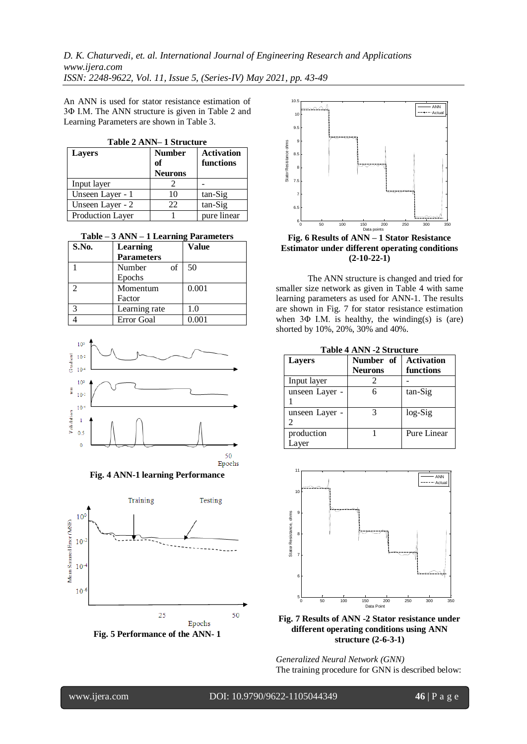An ANN is used for stator resistance estimation of 3Φ I.M. The ANN structure is given in Table 2 and Learning Parameters are shown in Table 3.

**Table 2 ANN– 1 Structure**

| Layers | Number of Neurons | Activation functions |
|---|---|---|
| Input layer | 2 | - |
| Unseen Layer - 1 | 10 | tan-Sig |
| Unseen Layer - 2 | 22 | tan-Sig |
| Production Layer | 1 | pure linear |

**Table – 3 ANN – 1 Learning Parameters**

| S.No. | Learning Parameters | Value |
|---|---|---|
| 1 | Number of Epochs | 50 |
| 2 | Momentum Factor | 0.001 |
| 3 | Learning rate | 1.0 |
| 4 | Error Goal | 0.001 |

**Fig. 4 ANN-1 learning Performance**

**Fig. 5 Performance of the ANN- 1**

**Fig. 6 Results of ANN – 1 Stator Resistance Estimator under different operating conditions (2-10-22-1)**

The ANN structure is changed and tried for smaller size network as given in Table 4 with same learning parameters as used for ANN-1. The results are shown in Fig. 7 for stator resistance estimation when 3Φ I.M. is healthy, the winding(s) is (are) shorted by 10%, 20%, 30% and 40%.

**Table 4 ANN -2 Structure**

| Layers | Number of Neurons | Activation functions |
|---|---|---|
| Input layer | 2 | - |
| unseen Layer - 1 | 6 | tan-Sig |
| unseen Layer - 2 | 3 | log-Sig |
| production Layer | 1 | Pure Linear |

**Fig. 7 Results of ANN -2 Stator resistance under different operating conditions using ANN structure (2-6-3-1)**

*Generalized Neural Network (GNN)*

The training procedure for GNN is described below: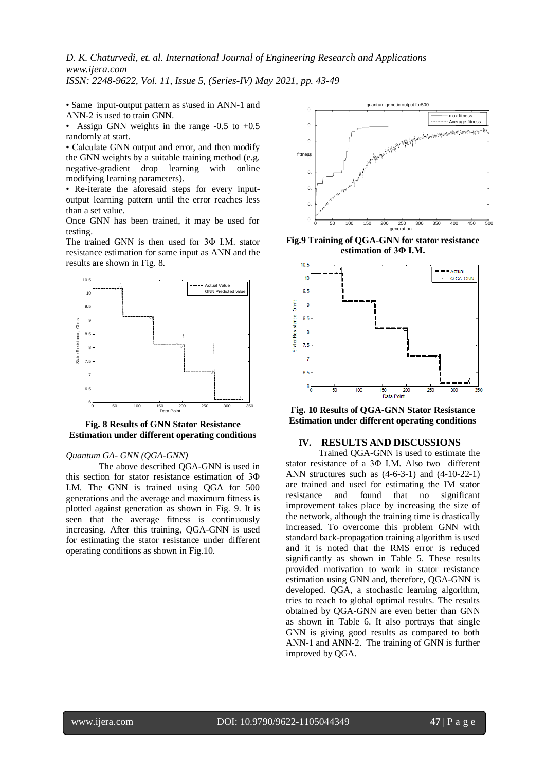- Same input-output pattern as s\used in ANN-1 and ANN-2 is used to train GNN.
- Assign GNN weights in the range -0.5 to +0.5 randomly at start.
- Calculate GNN output and error, and then modify the GNN weights by a suitable training method (e.g. negative-gradient drop learning with online modifying learning parameters).
- Re-iterate the aforesaid steps for every input-output learning pattern until the error reaches less than a set value.

Once GNN has been trained, it may be used for testing.

The trained GNN is then used for 3Φ I.M. stator resistance estimation for same input as ANN and the results are shown in Fig. 8.

**Fig. 8 Results of GNN Stator Resistance Estimation under different operating conditions**

*Quantum GA- GNN (QGA-GNN)*

The above described QGA-GNN is used in this section for stator resistance estimation of 3Φ I.M. The GNN is trained using QGA for 500 generations and the average and maximum fitness is plotted against generation as shown in Fig. 9. It is seen that the average fitness is continuously increasing. After this training, QGA-GNN is used for estimating the stator resistance under different operating conditions as shown in Fig.10.

**Fig.9 Training of QGA-GNN for stator resistance estimation of 3Φ I.M.**

**Fig. 10 Results of QGA-GNN Stator Resistance Estimation under different operating conditions**

## IV. RESULTS AND DISCUSSIONS

Trained QGA-GNN is used to estimate the stator resistance of a 3Φ I.M. Also two different ANN structures such as (4-6-3-1) and (4-10-22-1) are trained and used for estimating the IM stator resistance and found that no significant improvement takes place by increasing the size of the network, although the training time is drastically increased. To overcome this problem GNN with standard back-propagation training algorithm is used and it is noted that the RMS error is reduced significantly as shown in Table 5. These results provided motivation to work in stator resistance estimation using GNN and, therefore, QGA-GNN is developed. QGA, a stochastic learning algorithm, tries to reach to global optimal results. The results obtained by QGA-GNN are even better than GNN as shown in Table 6. It also portrays that single GNN is giving good results as compared to both ANN-1 and ANN-2. The training of GNN is further improved by QGA.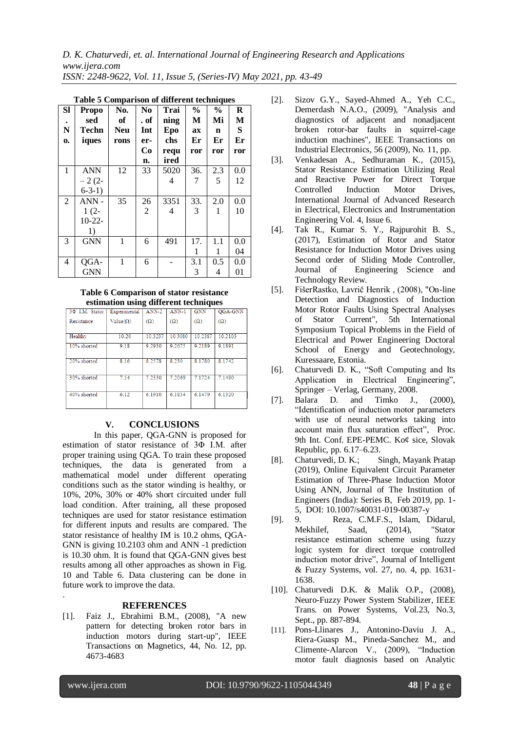**Table 5 Comparison of different techniques**

| Sl. No. | Proposed Techniques | No. of Neurons | No. of Inter-Con. | Training Epochs required | % Max Error | % Min Error | RMS Error |
|---|---|---|---|---|---|---|---|
| 1 | ANN – 2 (2-6-3-1) | 12 | 33 | 50204 | 36.7 | 2.35 | 0.012 |
| 2 | ANN - 1 (2-10-22-1) | 35 | 262 | 33514 | 33.3 | 2.01 | 0.010 |
| 3 | GNN | 1 | 6 | 491 | 17.1 | 1.11 | 0.004 |
| 4 | QGA-GNN | 1 | 6 | - | 3.13 | 0.54 | 0.001 |

**Table 6 Comparison of stator resistance estimation using different techniques**

| 3Φ I.M. Stator Resistance | Experimental Value(Ω) | ANN-2 (Ω) | ANN-1 (Ω) | GNN (Ω) | QGA-GNN (Ω) |
|---|---|---|---|---|---|
| Healthy | 10.20 | 10.3237 | 10.3010 | 10.2387 | 10.2103 |
| 10% shorted | 9.18 | 9.2930 | 9.2675 | 9.2189 | 9.1891 |
| 20% shorted | 8.16 | 8.2578 | 8.230 | 8.1780 | 8.1742 |
| 30% shorted | 7.14 | 7.2330 | 7.2069 | 7.1724 | 7.1490 |
| 40% shorted | 6.12 | 6.1910 | 6.1834 | 6.1479 | 6.1320 |

## V. CONCLUSIONS

In this paper, QGA-GNN is proposed for estimation of stator resistance of 3Φ I.M. after proper training using QGA. To train these proposed techniques, the data is generated from a mathematical model under different operating conditions such as the stator winding is healthy, or 10%, 20%, 30% or 40% short circuited under full load condition. After training, all these proposed techniques are used for stator resistance estimation for different inputs and results are compared. The stator resistance of healthy IM is 10.2 ohms, QGA-GNN is giving 10.2103 ohm and ANN -1 prediction is 10.30 ohm. It is found that QGA-GNN gives best results among all other approaches as shown in Fig. 10 and Table 6. Data clustering can be done in future work to improve the data.

.

## REFERENCES

[1]. Faiz J., Ebrahimi B.M., (2008), "A new pattern for detecting broken rotor bars in induction motors during start-up", IEEE Transactions on Magnetics, 44, No. 12, pp. 4673-4683

[2]. Sizov G.Y., Sayed-Ahmed A., Yeh C.C., Demerdash N.A.O., (2009), "Analysis and diagnostics of adjacent and nonadjacent broken rotor-bar faults in squirrel-cage induction machines", IEEE Transactions on Industrial Electronics, 56 (2009), No. 11, pp.

[3]. Venkadesan A., Sedhuraman K., (2015), Stator Resistance Estimation Utilizing Real and Reactive Power for Direct Torque Controlled Induction Motor Drives, International Journal of Advanced Research in Electrical, Electronics and Instrumentation Engineering Vol. 4, Issue 6.

[4]. Tak R., Kumar S. Y., Rajpurohit B. S., (2017), Estimation of Rotor and Stator Resistance for Induction Motor Drives using Second order of Sliding Mode Controller, Journal of Engineering Science and Technology Review.

[5]. FišerRastko, Lavrič Henrik , (2008), "On-line Detection and Diagnostics of Induction Motor Rotor Faults Using Spectral Analyses of Stator Current", 5th International Symposium Topical Problems in the Field of Electrical and Power Engineering Doctoral School of Energy and Geotechnology, Kuressaare, Estonia.

[6]. Chaturvedi D. K., "Soft Computing and Its Application in Electrical Engineering", Springer – Verlag, Germany, 2008.

[7]. Balara D. and Timko J., (2000), "Identification of induction motor parameters with use of neural networks taking into account main flux saturation effect", Proc. 9th Int. Conf. EPE-PEMC. Ko¢ sice, Slovak Republic, pp. 6.17–6.23.

[8]. Chaturvedi, D. K.; Singh, Mayank Pratap (2019), Online Equivalent Circuit Parameter Estimation of Three-Phase Induction Motor Using ANN, Journal of The Institution of Engineers (India): Series B, Feb 2019, pp. 1-5, DOI: 10.1007/s40031-019-00387-y

[9]. 9. Reza, C.M.F.S., Islam, Didarul, Mekhilef, Saad, (2014), "Stator resistance estimation scheme using fuzzy logic system for direct torque controlled induction motor drive", Journal of Intelligent & Fuzzy Systems, vol. 27, no. 4, pp. 1631-1638.

[10]. Chaturvedi D.K. & Malik O.P., (2008), Neuro-Fuzzy Power System Stabilizer, IEEE Trans. on Power Systems, Vol.23, No.3, Sept., pp. 887-894.

[11]. Pons-Llinares J., Antonino-Daviu J. A., Riera-Guasp M., Pineda-Sanchez M., and Climente-Alarcon V., (2009), "Induction motor fault diagnosis based on Analytic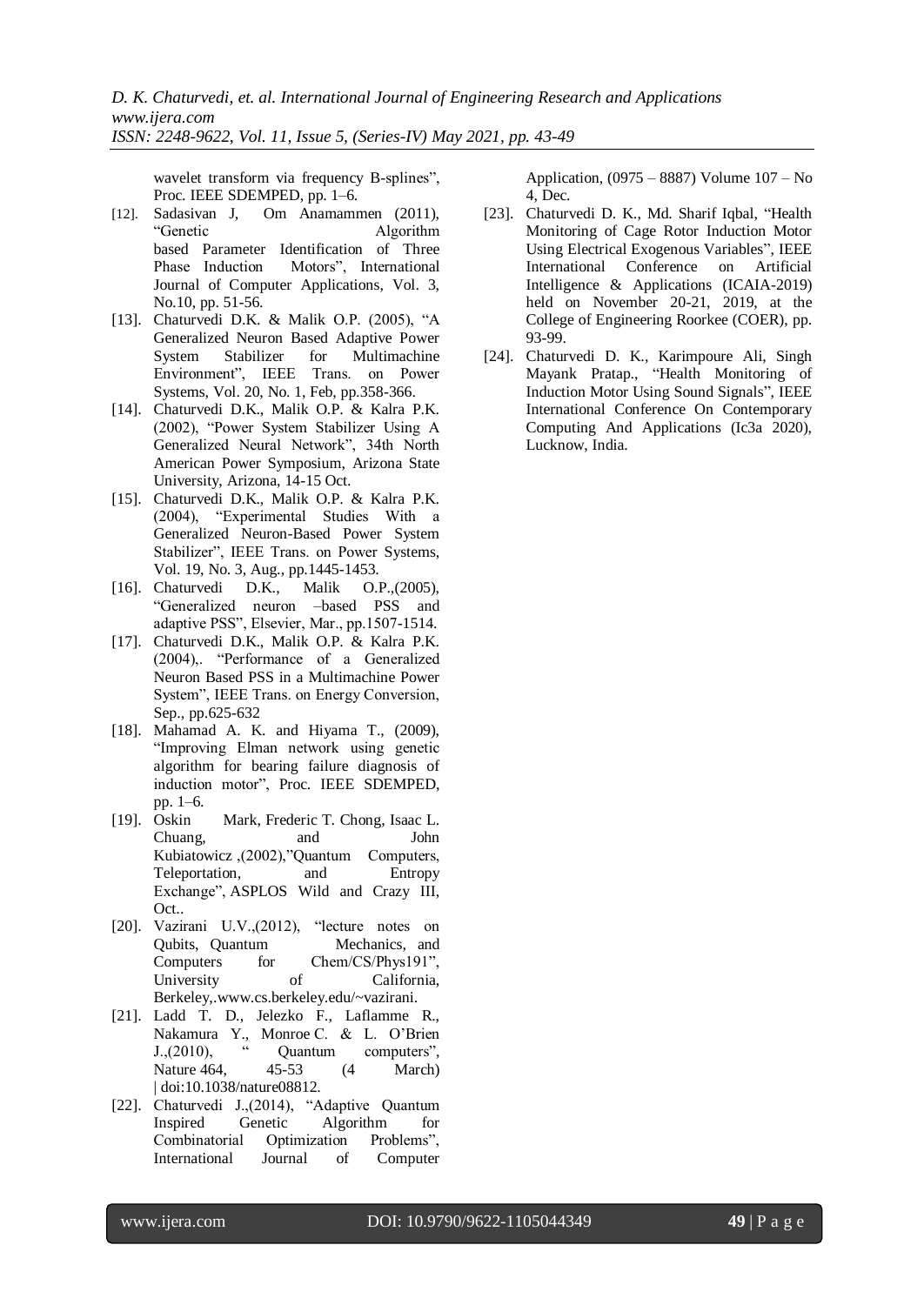wavelet transform via frequency B-splines", Proc. IEEE SDEMPED, pp. 1–6.

[12]. Sadasivan J, Om Anamammen (2011), "Genetic Algorithm based Parameter Identification of Three Phase Induction Motors", International Journal of Computer Applications, Vol. 3, No.10, pp. 51-56.

[13]. Chaturvedi D.K. & Malik O.P. (2005), "A Generalized Neuron Based Adaptive Power System Stabilizer for Multimachine Environment", IEEE Trans. on Power Systems, Vol. 20, No. 1, Feb, pp.358-366.

[14]. Chaturvedi D.K., Malik O.P. & Kalra P.K. (2002), "Power System Stabilizer Using A Generalized Neural Network", 34th North American Power Symposium, Arizona State University, Arizona, 14-15 Oct.

[15]. Chaturvedi D.K., Malik O.P. & Kalra P.K. (2004), "Experimental Studies With a Generalized Neuron-Based Power System Stabilizer", IEEE Trans. on Power Systems, Vol. 19, No. 3, Aug., pp.1445-1453.

[16]. Chaturvedi D.K., Malik O.P.,(2005), "Generalized neuron –based PSS and adaptive PSS", Elsevier, Mar., pp.1507-1514.

[17]. Chaturvedi D.K., Malik O.P. & Kalra P.K. (2004),. "Performance of a Generalized Neuron Based PSS in a Multimachine Power System", IEEE Trans. on Energy Conversion, Sep., pp.625-632

[18]. Mahamad A. K. and Hiyama T., (2009), "Improving Elman network using genetic algorithm for bearing failure diagnosis of induction motor", Proc. IEEE SDEMPED, pp. 1–6.

[19]. Oskin Mark, Frederic T. Chong, Isaac L. Chuang, and John Kubiatowicz ,(2002),"Quantum Computers, Teleportation, and Entropy Exchange", ASPLOS Wild and Crazy III, Oct..

[20]. Vazirani U.V.,(2012), "lecture notes on Qubits, Quantum Mechanics, and Computers for Chem/CS/Phys191", University of California, Berkeley,.www.cs.berkeley.edu/~vazirani.

[21]. Ladd T. D., Jelezko F., Laflamme R., Nakamura Y., Monroe C. & L. O'Brien J.,(2010), " Quantum computers", Nature 464, 45-53 (4 March) | doi:10.1038/nature08812.

[22]. Chaturvedi J.,(2014), "Adaptive Quantum Inspired Genetic Algorithm for Combinatorial Optimization Problems", International Journal of Computer Application, (0975 – 8887) Volume 107 – No 4, Dec.

[23]. Chaturvedi D. K., Md. Sharif Iqbal, "Health Monitoring of Cage Rotor Induction Motor Using Electrical Exogenous Variables", IEEE International Conference on Artificial Intelligence & Applications (ICAIA-2019) held on November 20-21, 2019, at the College of Engineering Roorkee (COER), pp. 93-99.

[24]. Chaturvedi D. K., Karimpoure Ali, Singh Mayank Pratap., "Health Monitoring of Induction Motor Using Sound Signals", IEEE International Conference On Contemporary Computing And Applications (Ic3a 2020), Lucknow, India.